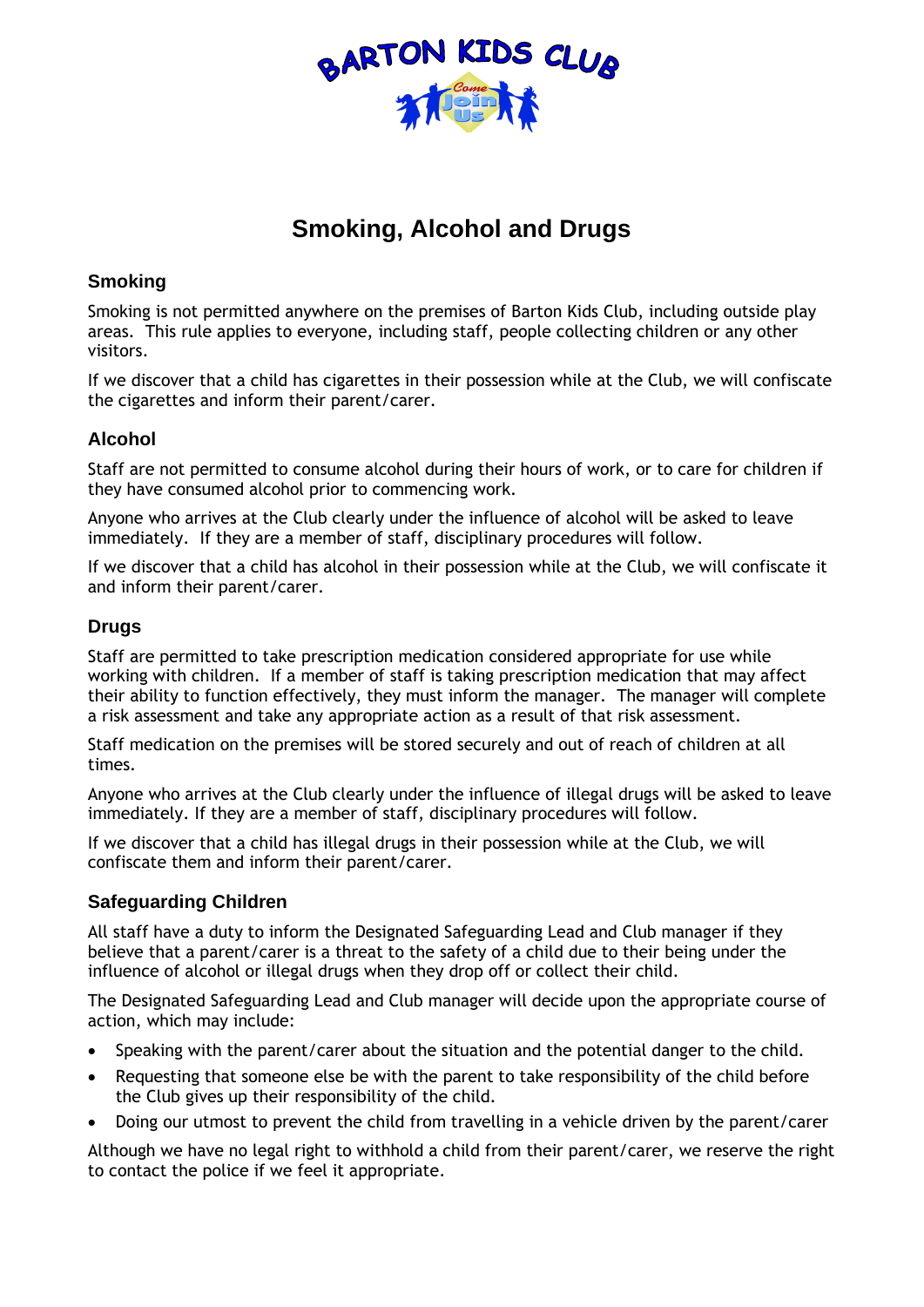# Smoking, Alcohol and Drugs

## Smoking

Smoking is not permitted anywhere on the premises of Barton Kids Club, including outside play areas. This rule applies to everyone, including staff, people collecting children or any other visitors.

If we discover that a child has cigarettes in their possession while at the Club, we will confiscate the cigarettes and inform their parent/carer.

## Alcohol

Staff are not permitted to consume alcohol during their hours of work, or to care for children if they have consumed alcohol prior to commencing work.

Anyone who arrives at the Club clearly under the influence of alcohol will be asked to leave immediately. If they are a member of staff, disciplinary procedures will follow.

If we discover that a child has alcohol in their possession while at the Club, we will confiscate it and inform their parent/carer.

## Drugs

Staff are permitted to take prescription medication considered appropriate for use while working with children. If a member of staff is taking prescription medication that may affect their ability to function effectively, they must inform the manager. The manager will complete a risk assessment and take any appropriate action as a result of that risk assessment.

Staff medication on the premises will be stored securely and out of reach of children at all times.

Anyone who arrives at the Club clearly under the influence of illegal drugs will be asked to leave immediately. If they are a member of staff, disciplinary procedures will follow.

If we discover that a child has illegal drugs in their possession while at the Club, we will confiscate them and inform their parent/carer.

## Safeguarding Children

All staff have a duty to inform the Designated Safeguarding Lead and Club manager if they believe that a parent/carer is a threat to the safety of a child due to their being under the influence of alcohol or illegal drugs when they drop off or collect their child.

The Designated Safeguarding Lead and Club manager will decide upon the appropriate course of action, which may include:

- Speaking with the parent/carer about the situation and the potential danger to the child.
- Requesting that someone else be with the parent to take responsibility of the child before the Club gives up their responsibility of the child.
- Doing our utmost to prevent the child from travelling in a vehicle driven by the parent/carer

Although we have no legal right to withhold a child from their parent/carer, we reserve the right to contact the police if we feel it appropriate.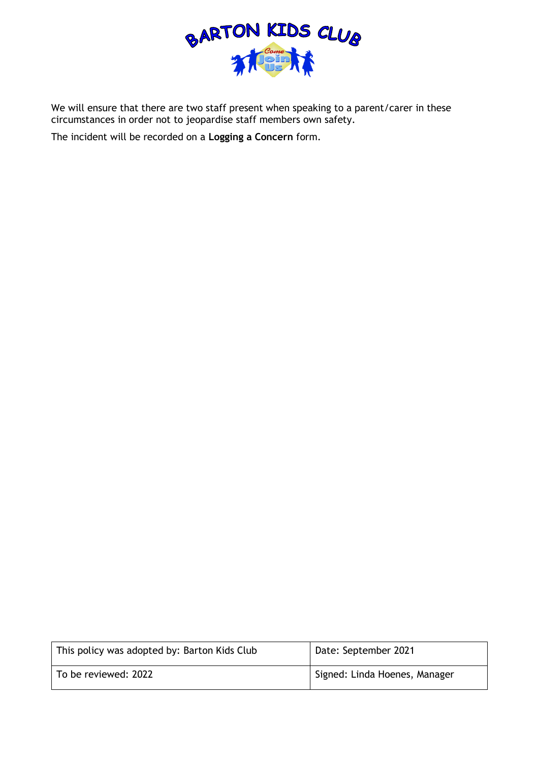We will ensure that there are two staff present when speaking to a parent/carer in these circumstances in order not to jeopardise staff members own safety.

The incident will be recorded on a **Logging a Concern** form.

| | |
|---|---|
| This policy was adopted by: Barton Kids Club | Date: September 2021 |
| To be reviewed: 2022 | Signed: Linda Hoenes, Manager |